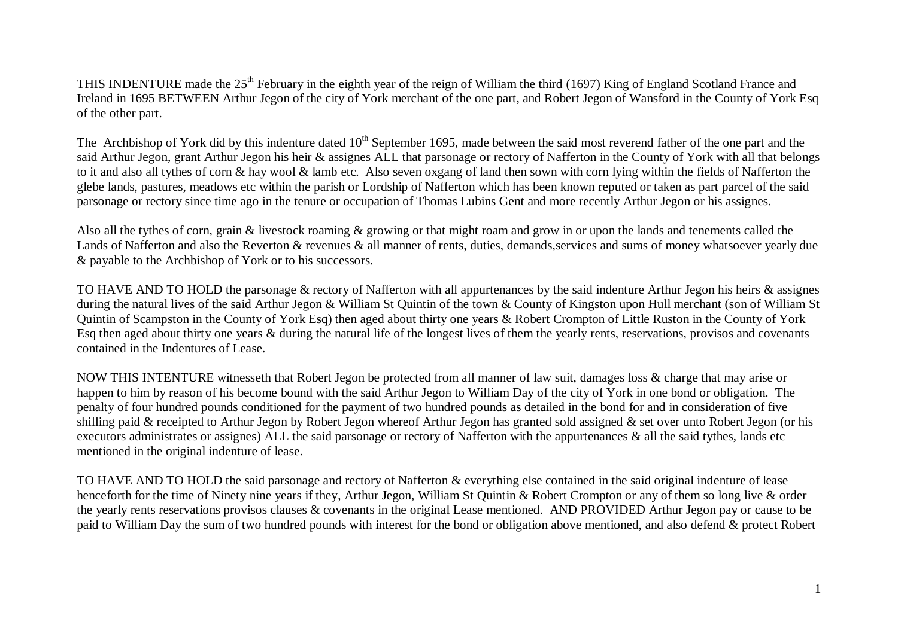THIS INDENTURE made the 25th February in the eighth year of the reign of William the third (1697) King of England Scotland France and Ireland in 1695 BETWEEN Arthur Jegon of the city of York merchant of the one part, and Robert Jegon of Wansford in the County of York Esq of the other part.

The Archbishop of York did by this indenture dated 10th September 1695, made between the said most reverend father of the one part and the said Arthur Jegon, grant Arthur Jegon his heir & assignes ALL that parsonage or rectory of Nafferton in the County of York with all that belongs to it and also all tythes of corn & hay wool & lamb etc. Also seven oxgang of land then sown with corn lying within the fields of Nafferton the glebe lands, pastures, meadows etc within the parish or Lordship of Nafferton which has been known reputed or taken as part parcel of the said parsonage or rectory since time ago in the tenure or occupation of Thomas Lubins Gent and more recently Arthur Jegon or his assignes.

Also all the tythes of corn, grain & livestock roaming & growing or that might roam and grow in or upon the lands and tenements called the Lands of Nafferton and also the Reverton & revenues & all manner of rents, duties, demands,services and sums of money whatsoever yearly due & payable to the Archbishop of York or to his successors.

TO HAVE AND TO HOLD the parsonage & rectory of Nafferton with all appurtenances by the said indenture Arthur Jegon his heirs & assignes during the natural lives of the said Arthur Jegon & William St Quintin of the town & County of Kingston upon Hull merchant (son of William St Quintin of Scampston in the County of York Esq) then aged about thirty one years & Robert Crompton of Little Ruston in the County of York Esq then aged about thirty one years & during the natural life of the longest lives of them the yearly rents, reservations, provisos and covenants contained in the Indentures of Lease.

NOW THIS INTENTURE witnesseth that Robert Jegon be protected from all manner of law suit, damages loss & charge that may arise or happen to him by reason of his become bound with the said Arthur Jegon to William Day of the city of York in one bond or obligation. The penalty of four hundred pounds conditioned for the payment of two hundred pounds as detailed in the bond for and in consideration of five shilling paid & receipted to Arthur Jegon by Robert Jegon whereof Arthur Jegon has granted sold assigned & set over unto Robert Jegon (or his executors administrates or assignes) ALL the said parsonage or rectory of Nafferton with the appurtenances & all the said tythes, lands etc mentioned in the original indenture of lease.

TO HAVE AND TO HOLD the said parsonage and rectory of Nafferton & everything else contained in the said original indenture of lease henceforth for the time of Ninety nine years if they, Arthur Jegon, William St Quintin & Robert Crompton or any of them so long live & order the yearly rents reservations provisos clauses & covenants in the original Lease mentioned. AND PROVIDED Arthur Jegon pay or cause to be paid to William Day the sum of two hundred pounds with interest for the bond or obligation above mentioned, and also defend & protect Robert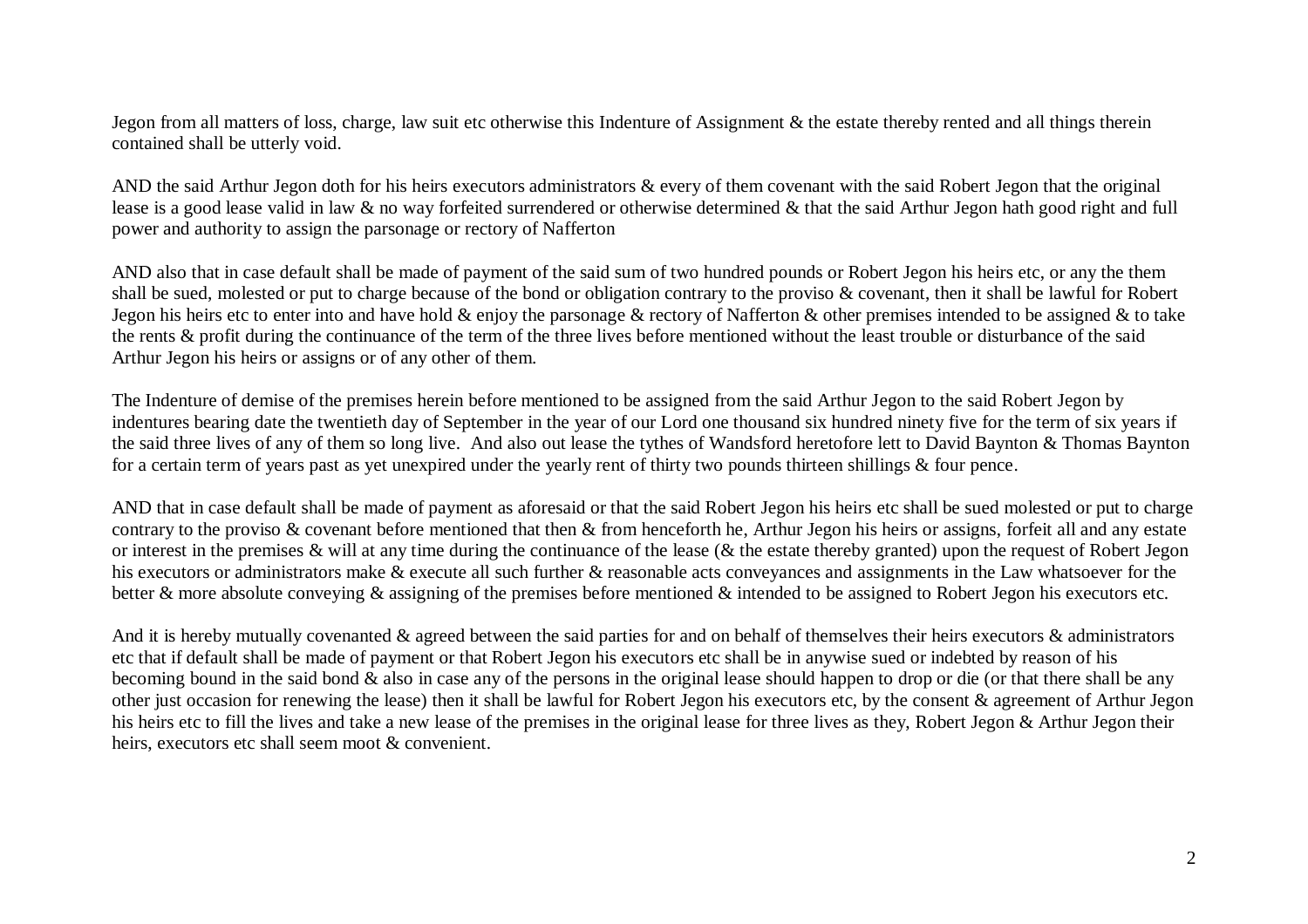Jegon from all matters of loss, charge, law suit etc otherwise this Indenture of Assignment & the estate thereby rented and all things therein contained shall be utterly void.

AND the said Arthur Jegon doth for his heirs executors administrators & every of them covenant with the said Robert Jegon that the original lease is a good lease valid in law & no way forfeited surrendered or otherwise determined & that the said Arthur Jegon hath good right and full power and authority to assign the parsonage or rectory of Nafferton

AND also that in case default shall be made of payment of the said sum of two hundred pounds or Robert Jegon his heirs etc, or any the them shall be sued, molested or put to charge because of the bond or obligation contrary to the proviso & covenant, then it shall be lawful for Robert Jegon his heirs etc to enter into and have hold & enjoy the parsonage & rectory of Nafferton & other premises intended to be assigned & to take the rents & profit during the continuance of the term of the three lives before mentioned without the least trouble or disturbance of the said Arthur Jegon his heirs or assigns or of any other of them.

The Indenture of demise of the premises herein before mentioned to be assigned from the said Arthur Jegon to the said Robert Jegon by indentures bearing date the twentieth day of September in the year of our Lord one thousand six hundred ninety five for the term of six years if the said three lives of any of them so long live. And also out lease the tythes of Wandsford heretofore lett to David Baynton & Thomas Baynton for a certain term of years past as yet unexpired under the yearly rent of thirty two pounds thirteen shillings & four pence.

AND that in case default shall be made of payment as aforesaid or that the said Robert Jegon his heirs etc shall be sued molested or put to charge contrary to the proviso & covenant before mentioned that then & from henceforth he, Arthur Jegon his heirs or assigns, forfeit all and any estate or interest in the premises & will at any time during the continuance of the lease (& the estate thereby granted) upon the request of Robert Jegon his executors or administrators make & execute all such further & reasonable acts conveyances and assignments in the Law whatsoever for the better & more absolute conveying & assigning of the premises before mentioned & intended to be assigned to Robert Jegon his executors etc.

And it is hereby mutually covenanted & agreed between the said parties for and on behalf of themselves their heirs executors & administrators etc that if default shall be made of payment or that Robert Jegon his executors etc shall be in anywise sued or indebted by reason of his becoming bound in the said bond & also in case any of the persons in the original lease should happen to drop or die (or that there shall be any other just occasion for renewing the lease) then it shall be lawful for Robert Jegon his executors etc, by the consent & agreement of Arthur Jegon his heirs etc to fill the lives and take a new lease of the premises in the original lease for three lives as they, Robert Jegon & Arthur Jegon their heirs, executors etc shall seem moot & convenient.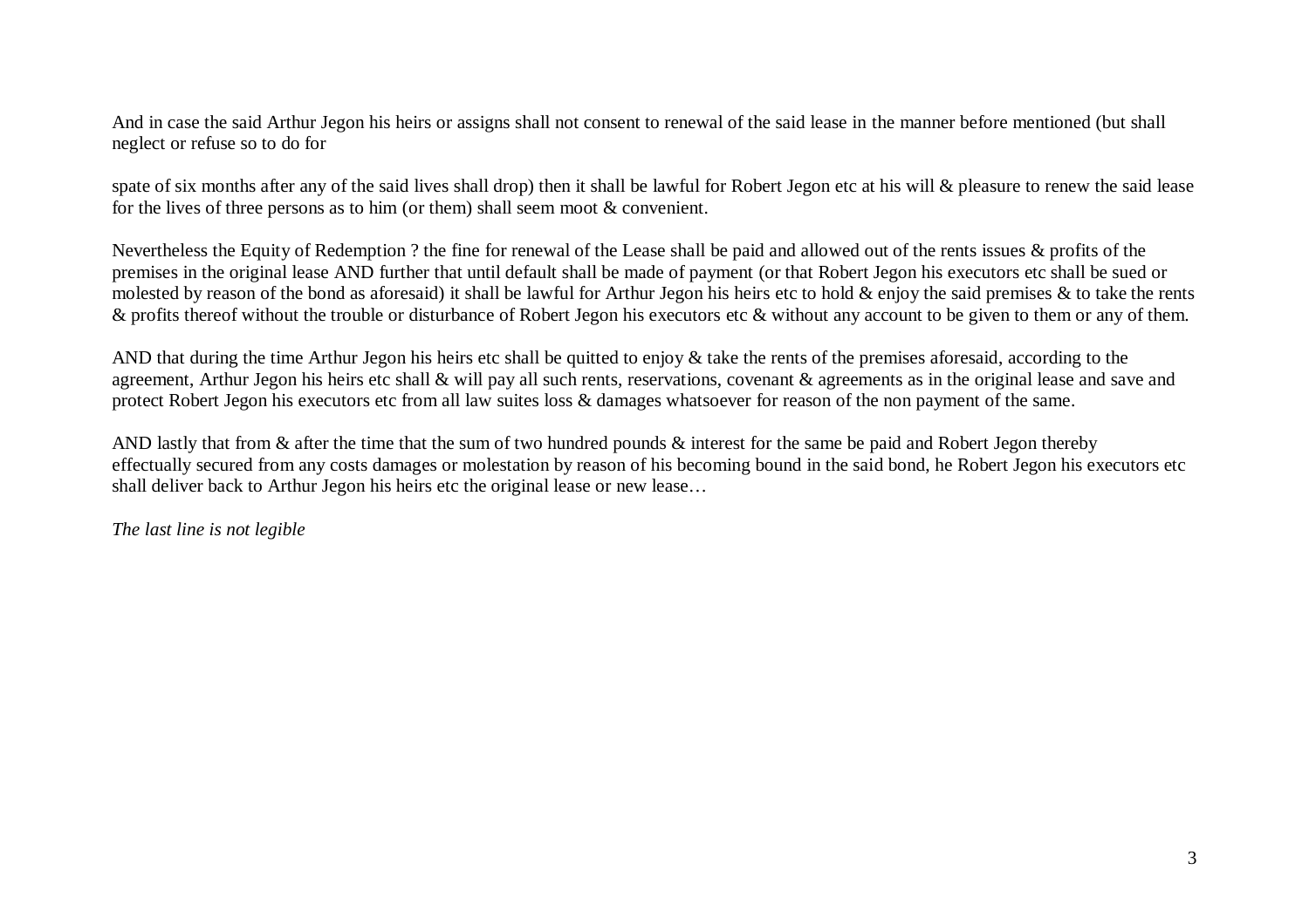And in case the said Arthur Jegon his heirs or assigns shall not consent to renewal of the said lease in the manner before mentioned (but shall neglect or refuse so to do for

spate of six months after any of the said lives shall drop) then it shall be lawful for Robert Jegon etc at his will & pleasure to renew the said lease for the lives of three persons as to him (or them) shall seem moot & convenient.

Nevertheless the Equity of Redemption ? the fine for renewal of the Lease shall be paid and allowed out of the rents issues & profits of the premises in the original lease AND further that until default shall be made of payment (or that Robert Jegon his executors etc shall be sued or molested by reason of the bond as aforesaid) it shall be lawful for Arthur Jegon his heirs etc to hold & enjoy the said premises & to take the rents & profits thereof without the trouble or disturbance of Robert Jegon his executors etc & without any account to be given to them or any of them.

AND that during the time Arthur Jegon his heirs etc shall be quitted to enjoy & take the rents of the premises aforesaid, according to the agreement, Arthur Jegon his heirs etc shall & will pay all such rents, reservations, covenant & agreements as in the original lease and save and protect Robert Jegon his executors etc from all law suites loss & damages whatsoever for reason of the non payment of the same.

AND lastly that from & after the time that the sum of two hundred pounds & interest for the same be paid and Robert Jegon thereby effectually secured from any costs damages or molestation by reason of his becoming bound in the said bond, he Robert Jegon his executors etc shall deliver back to Arthur Jegon his heirs etc the original lease or new lease…

*The last line is not legible*